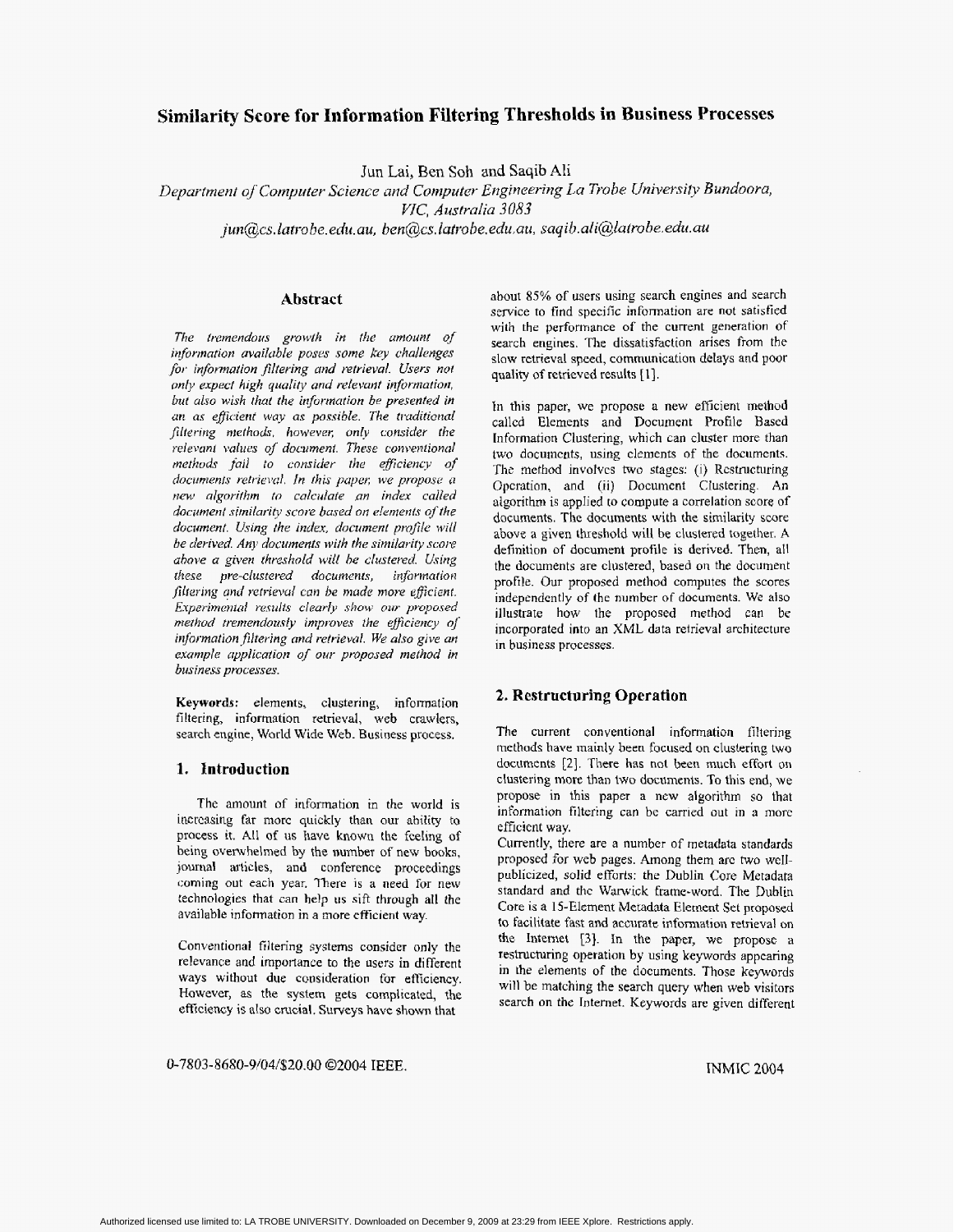# Similarity Score for Information Filtering Thresholds in Business Processes

Jun Lai, Ben Soh and Saqib Ali

*Department of Computer Science and Computer Engineering La Trobe University Bundoora, VIC, Australia 3083*

*jun@cs.latrobe.edu.au, ben@cs.latrobe.edu.au, saqib.ali@latrobe.edu.au*

## Abstract

*The tremendous growth in the amount of information available poses some key challenges for information filtering and retrieval. Users not only expect high quality and relevant information, but also wish that the information be presented in an as efficient way as possible. The traditional filtering methods, however, only consider the relevant values of document. These conventional methods fail to consider the efficiency of documents retrieval. In this paper, we propose a new algorithm to calculate an index called document similarity score based on elements of the document. Using the index, document profile will be derived. Any documents with the similarity score above a given threshold will be clustered. Using these pre-clustered documents, information filtering and retrieval can be made more efficient. Experimental results clearly show our proposed method tremendously improves the efficiency of information filtering and retrieval. We also give an example application of our proposed method in business processes.*

**Keywords:** elements, clustering, information filtering, information retrieval, web crawlers, search engine, World Wide Web. Business process.

## 1. Introduction

The amount of information in the world is increasing far more quickly than our ability to process it. All of us have known the feeling of being overwhelmed by the number of new books, journal articles, and conference proceedings coming out each year. There is a need for new technologies that can help us sift through all the available information in a more efficient way.

Conventional filtering systems consider only the relevance and importance to the users in different ways without due consideration for efficiency. However, as the system gets complicated, the efficiency is also crucial. Surveys have shown that about 85% of users using search engines and search service to find specific information are not satisfied with the performance of the current generation of search engines. The dissatisfaction arises from the slow retrieval speed, communication delays and poor quality of retrieved results [1].

In this paper, we propose a new efficient method called Elements and Document Profile Based Information Clustering, which can cluster more than two documents, using elements of the documents. The method involves two stages: (i) Restructuring Operation, and (ii) Document Clustering. An algorithm is applied to compute a correlation score of documents. The documents with the similarity score above a given threshold will be clustered together. A definition of document profile is derived. Then, all the documents are clustered, based on the document profile. Our proposed method computes the scores independently of the number of documents. We also illustrate how the proposed method can be incorporated into an XML data retrieval architecture in business processes.

## 2. Restructuring Operation

The current conventional information filtering methods have mainly been focused on clustering two documents [2]. There has not been much effort on clustering more than two documents. To this end, we propose in this paper a new algorithm so that information filtering can be carried out in a more efficient way.

Currently, there are a number of metadata standards proposed for web pages. Among them are two well-publicized, solid efforts: the Dublin Core Metadata standard and the Warwick frame-word. The Dublin Core is a 15-Element Metadata Element Set proposed to facilitate fast and accurate information retrieval on the Internet [3]. In the paper, we propose a restructuring operation by using keywords appearing in the elements of the documents. Those keywords will be matching the search query when web visitors search on the Internet. Keywords are given different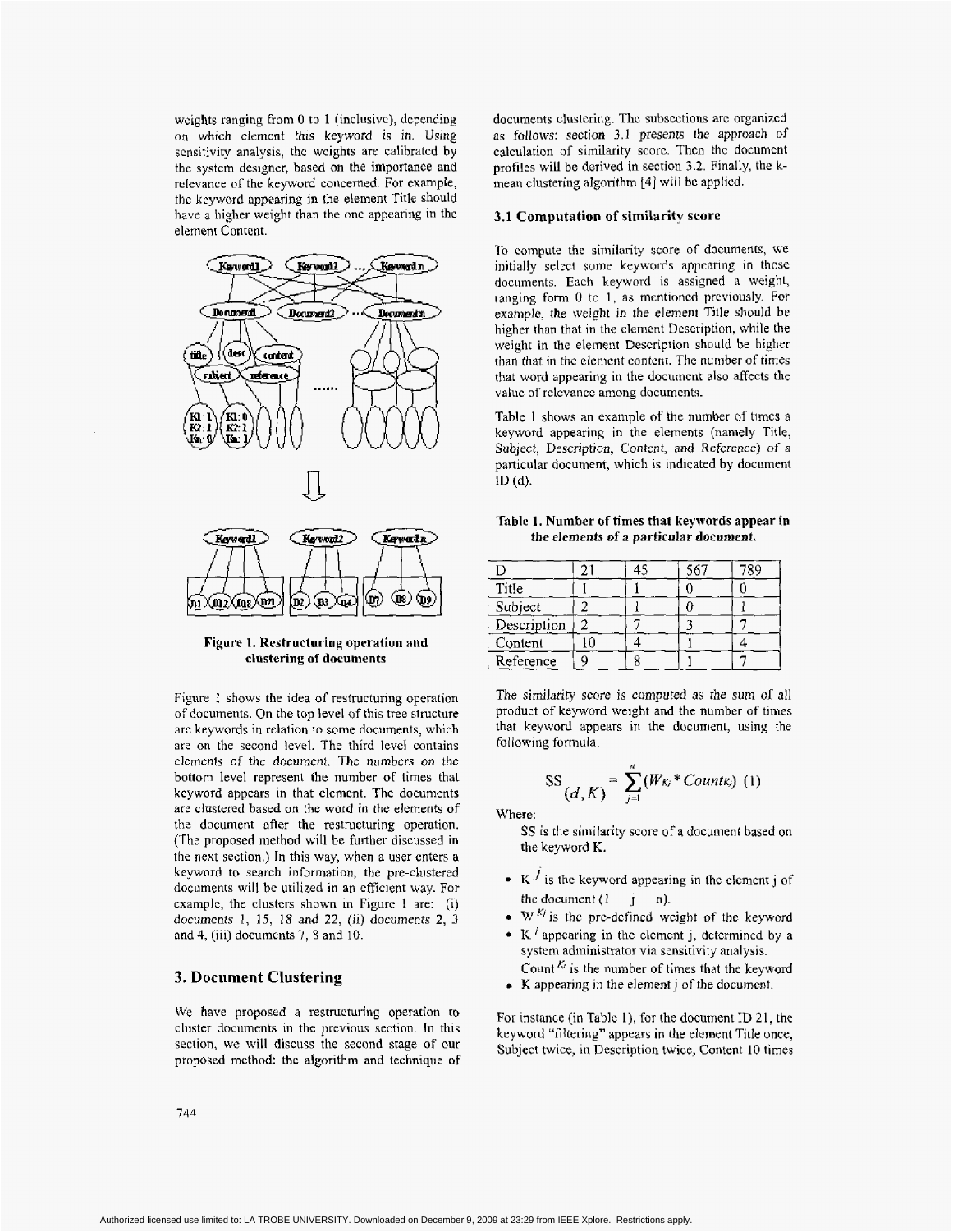weights ranging from 0 to 1 (inclusive), depending on which element this keyword is in. Using sensitivity analysis, the weights are calibrated by the system designer, based on the importance and relevance of the keyword concerned. For example, the keyword appearing in the element Title should have a higher weight than the one appearing in the element Content.

**Figure 1. Restructuring operation and clustering of documents**

Figure 1 shows the idea of restructuring operation of documents. On the top level of this tree structure are keywords in relation to some documents, which are on the second level. The third level contains elements of the document. The numbers on the bottom level represent the number of times that keyword appears in that element. The documents are clustered based on the word in the elements of the document after the restructuring operation. (The proposed method will be further discussed in the next section.) In this way, when a user enters a keyword to search information, the pre-clustered documents will be utilized in an efficient way. For example, the clusters shown in Figure 1 are: (i) documents 1, 15, 18 and 22, (ii) documents 2, 3 and 4, (iii) documents 7, 8 and 10.

## 3. Document Clustering

We have proposed a restructuring operation to cluster documents in the previous section. In this section, we will discuss the second stage of our proposed method: the algorithm and technique of documents clustering. The subsections are organized as follows: section 3.1 presents the approach of calculation of similarity score. Then the document profiles will be derived in section 3.2. Finally, the k-mean clustering algorithm [4] will be applied.

### 3.1 Computation of similarity score

To compute the similarity score of documents, we initially select some keywords appearing in those documents. Each keyword is assigned a weight, ranging form 0 to 1, as mentioned previously. For example, the weight in the element Title should be higher than that in the element Description, while the weight in the element Description should be higher than that in the element content. The number of times that word appearing in the document also affects the value of relevance among documents.

Table 1 shows an example of the number of times a keyword appearing in the elements (namely Title, Subject, Description, Content, and Reference) of a particular document, which is indicated by document ID (d).

**Table 1. Number of times that keywords appear in the elements of a particular document.**

| D | 21 | 45 | 567 | 789 |
|---|---|---|---|---|
| Title | 1 | 1 | 0 | 0 |
| Subject | 2 | 1 | 0 | 1 |
| Description | 2 | 7 | 3 | 7 |
| Content | 10 | 4 | 1 | 4 |
| Reference | 9 | 8 | 1 | 7 |

The similarity score is computed as the sum of all product of keyword weight and the number of times that keyword appears in the document, using the following formula:

$$SS_{(d,K)} = \sum_{j=1}^{n} (W_{K_j} * Count_{K_j}) \quad (1)$$

Where:

SS is the similarity score of a document based on the keyword K.

- $K^j$ is the keyword appearing in the element j of the document ($1 \leq j \leq n$).
- $W^{K_j}$ is the pre-defined weight of the keyword
- $K^j$ appearing in the element j, determined by a system administrator via sensitivity analysis. $Count^{K_j}$ is the number of times that the keyword
- K appearing in the element j of the document.

For instance (in Table 1), for the document ID 21, the keyword "filtering" appears in the element Title once, Subject twice, in Description twice, Content 10 times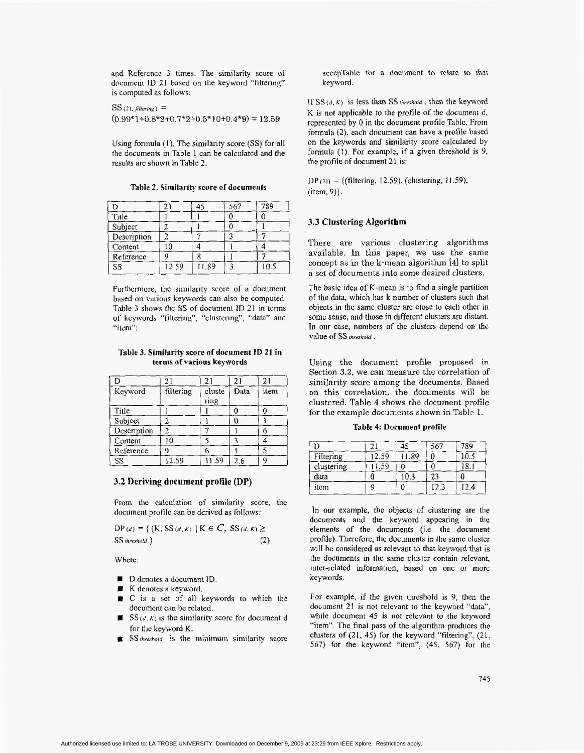and Reference 3 times. The similarity score of document ID 21 based on the keyword "filtering" is computed as follows:

$SS_{(21, filtering)}$ = (0.99\*1+0.8\*2+0.7\*2+0.5\*10+0.4\*9) = 12.59

Using formula (1). The similarity score (SS) for all the documents in Table 1 can be calculated and the results are shown in Table 2.

**Table 2. Similarity score of documents**

| D | 21 | 45 | 567 | 789 |
|---|---|---|---|---|
| Title | 1 | 1 | 0 | 0 |
| Subject | 2 | 1 | 0 | 1 |
| Description | 2 | 7 | 3 | 7 |
| Content | 10 | 4 | 1 | 4 |
| Reference | 9 | 8 | 1 | 7 |
| SS | 12.59 | 11.89 | 3 | 10.5 |

Furthermore, the similarity score of a document based on various keywords can also be computed. Table 3 shows the SS of document ID 21 in terms of keywords "filtering", "clustering", "data" and "item":

**Table 3. Similarity score of document ID 21 in terms of various keywords**

| D | 21 | 21 | 21 | 21 |
|---|---|---|---|---|
| Keyword | filtering | clustering | Data | item |
| Title | 1 | 1 | 0 | 0 |
| Subject | 2 | 1 | 0 | 1 |
| Description | 2 | 7 | 1 | 6 |
| Content | 10 | 5 | 3 | 4 |
| Reference | 9 | 6 | 1 | 5 |
| SS | 12.59 | 11.59 | 2.6 | 9 |

### 3.2 Deriving document profile (DP)

From the calculation of similarity score, the document profile can be derived as follows:

$$DP_{(d)} = \{ (K, SS_{(d,K)}) \mid K \in C,\ SS_{(d,K)} \geq SS_{threshold} \} \quad (2)$$

Where:

- D denotes a document ID.
- K denotes a keyword.
- C is a set of all keywords to which the document can be related.
- $SS_{(d,K)}$ is the similarity score for document d for the keyword K.
- $SS_{threshold}$ is the minimum similarity score accepTable for a document to relate to that keyword.

If $SS_{(d,K)}$ is less than $SS_{threshold}$, then the keyword K is not applicable to the profile of the document d, represented by 0 in the document profile Table. From formula (2), each document can have a profile based on the keywords and similarity score calculated by formula (1). For example, if a given threshold is 9, the profile of document 21 is:

$DP_{(21)}$ = {(filtering, 12.59), (clustering, 11.59), (item, 9)}.

### 3.3 Clustering Algorithm

There are various clustering algorithms available. In this paper, we use the same concept as in the k-mean algorithm [4] to split a set of documents into some desired clusters.

The basic idea of K-mean is to find a single partition of the data, which has k number of clusters such that objects in the same cluster are close to each other in some sense, and those in different clusters are distant. In our case, numbers of the clusters depend on the value of $SS_{threshold}$.

Using the document profile proposed in Section 3.2, we can measure the correlation of similarity score among the documents. Based on this correlation, the documents will be clustered. Table 4 shows the document profile for the example documents shown in Table 1.

**Table 4: Document profile**

| D | 21 | 45 | 567 | 789 |
|---|---|---|---|---|
| Filtering | 12.59 | 11.89 | 0 | 10.5 |
| clustering | 11.59 | 0 | 0 | 18.1 |
| data | 0 | 10.3 | 23 | 0 |
| item | 9 | 0 | 12.3 | 12.4 |

In our example, the objects of clustering are the documents and the keyword appearing in the elements of the documents (i.e. the document profile). Therefore, the documents in the same cluster will be considered as relevant to that keyword that is the documents in the same cluster contain relevant, inter-related information, based on one or more keywords.

For example, if the given threshold is 9, then the document 21 is not relevant to the keyword "data", while document 45 is not relevant to the keyword "item". The final pass of the algorithm produces the clusters of (21, 45) for the keyword "filtering", (21, 567) for the keyword "item", (45, 567) for the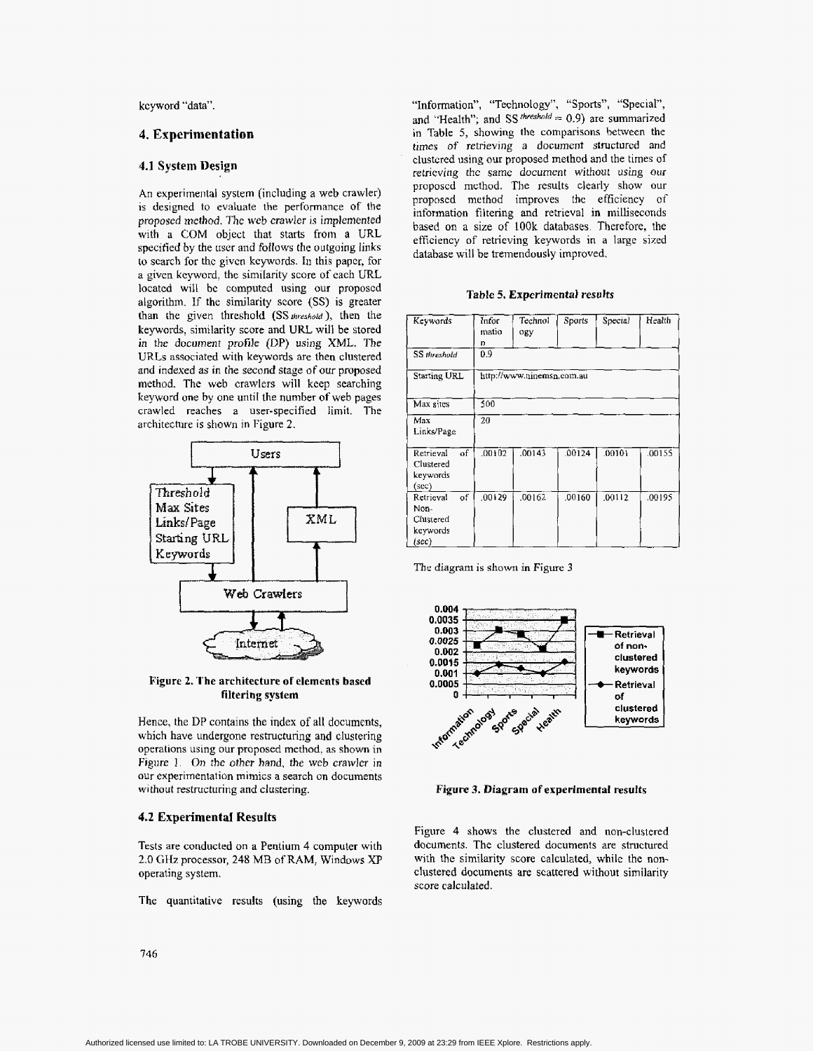keyword "data".

## 4. Experimentation

### 4.1 System Design

An experimental system (including a web crawler) is designed to evaluate the performance of the proposed method. The web crawler is implemented with a COM object that starts from a URL specified by the user and follows the outgoing links to search for the given keywords. In this paper, for a given keyword, the similarity score of each URL located will be computed using our proposed algorithm. If the similarity score (SS) is greater than the given threshold ($SS_{threshold}$), then the keywords, similarity score and URL will be stored in the document profile (DP) using XML. The URLs associated with keywords are then clustered and indexed as in the second stage of our proposed method. The web crawlers will keep searching keyword one by one until the number of web pages crawled reaches a user-specified limit. The architecture is shown in Figure 2.

**Figure 2. The architecture of elements based filtering system**

Hence, the DP contains the index of all documents, which have undergone restructuring and clustering operations using our proposed method, as shown in Figure 1. On the other hand, the web crawler in our experimentation mimics a search on documents without restructuring and clustering.

### 4.2 Experimental Results

Tests are conducted on a Pentium 4 computer with 2.0 GHz processor, 248 MB of RAM, Windows XP operating system.

The quantitative results (using the keywords "Information", "Technology", "Sports", "Special", and "Health"; and $SS^{threshold} = 0.9$) are summarized in Table 5, showing the comparisons between the times of retrieving a document structured and clustered using our proposed method and the times of retrieving the same document without using our proposed method. The results clearly show our proposed method improves the efficiency of information filtering and retrieval in milliseconds based on a size of 100k databases. Therefore, the efficiency of retrieving keywords in a large sized database will be tremendously improved.

**Table 5. Experimental results**

| Keywords | Information | Technology | Sports | Special | Health |
|---|---|---|---|---|---|
| $SS_{threshold}$ | 0.9 | | | | |
| Starting URL | http://www.ninemsn.com.au | | | | |
| Max sites | 500 | | | | |
| Max Links/Page | 20 | | | | |
| Retrieval of Clustered keywords (sec) | .00102 | .00143 | .00124 | .00101 | .00155 |
| Retrieval of Non-Clustered keywords (sec) | .00129 | .00162 | .00160 | .00112 | .00195 |

The diagram is shown in Figure 3

**Figure 3. Diagram of experimental results**

Figure 4 shows the clustered and non-clustered documents. The clustered documents are structured with the similarity score calculated, while the non-clustered documents are scattered without similarity score calculated.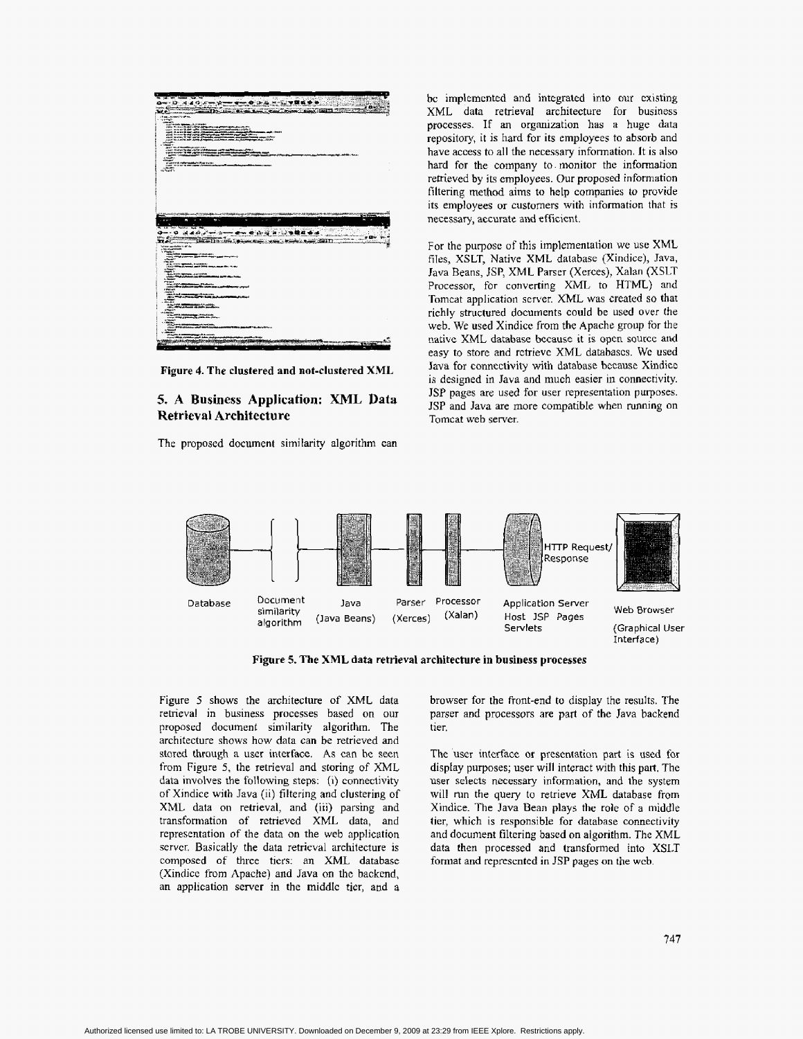Figure 4. The clustered and not-clustered XML

## 5. A Business Application: XML Data Retrieval Architecture

The proposed document similarity algorithm can be implemented and integrated into our existing XML data retrieval architecture for business processes. If an organization has a huge data repository, it is hard for its employees to absorb and have access to all the necessary information. It is also hard for the company to monitor the information retrieved by its employees. Our proposed information filtering method aims to help companies to provide its employees or customers with information that is necessary, accurate and efficient.

For the purpose of this implementation we use XML files, XSLT, Native XML database (Xindice), Java, Java Beans, JSP, XML Parser (Xerces), Xalan (XSLT Processor, for converting XML to HTML) and Tomcat application server. XML was created so that richly structured documents could be used over the web. We used Xindice from the Apache group for the native XML database because it is open source and easy to store and retrieve XML databases. We used Java for connectivity with database because Xindice is designed in Java and much easier in connectivity. JSP pages are used for user representation purposes. JSP and Java are more compatible when running on Tomcat web server.

Figure 5. The XML data retrieval architecture in business processes

Figure 5 shows the architecture of XML data retrieval in business processes based on our proposed document similarity algorithm. The architecture shows how data can be retrieved and stored through a user interface. As can be seen from Figure 5, the retrieval and storing of XML data involves the following steps: (i) connectivity of Xindice with Java (ii) filtering and clustering of XML data on retrieval, and (iii) parsing and transformation of retrieved XML data, and representation of the data on the web application server. Basically the data retrieval architecture is composed of three tiers: an XML database (Xindice from Apache) and Java on the backend, an application server in the middle tier, and a browser for the front-end to display the results. The parser and processors are part of the Java backend tier.

The user interface or presentation part is used for display purposes; user will interact with this part. The user selects necessary information, and the system will run the query to retrieve XML database from Xindice. The Java Bean plays the role of a middle tier, which is responsible for database connectivity and document filtering based on algorithm. The XML data then processed and transformed into XSLT format and represented in JSP pages on the web.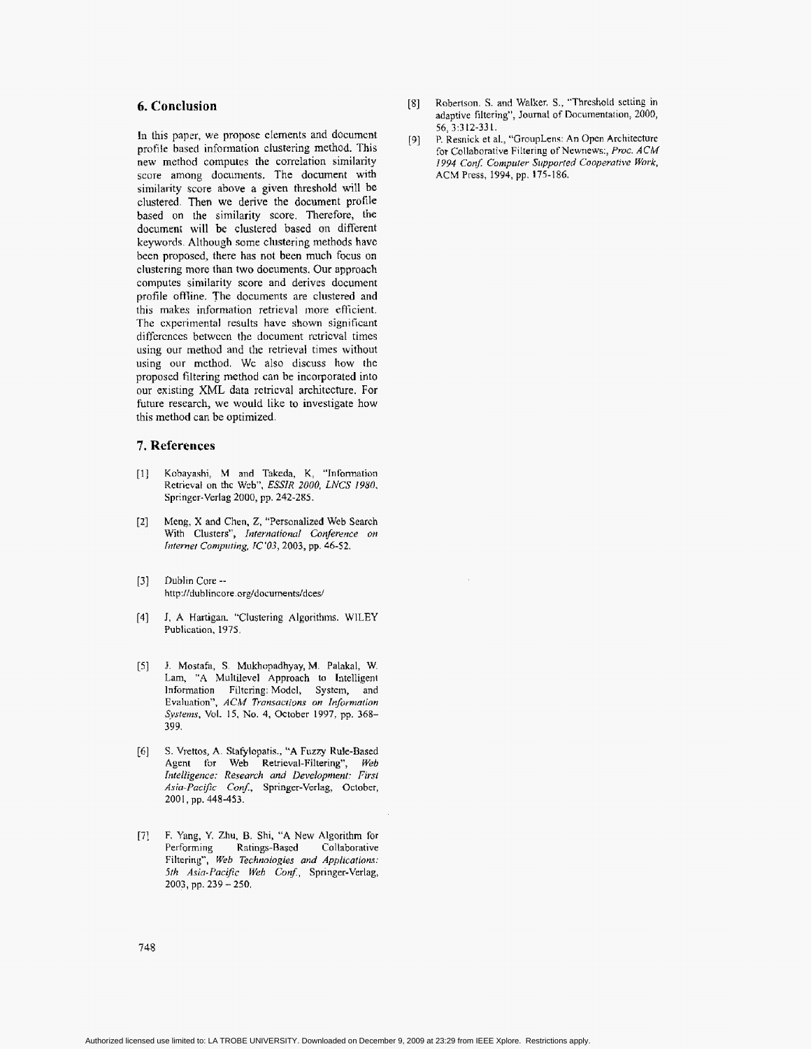## 6. Conclusion

In this paper, we propose elements and document profile based information clustering method. This new method computes the correlation similarity score among documents. The document with similarity score above a given threshold will be clustered. Then we derive the document profile based on the similarity score. Therefore, the document will be clustered based on different keywords. Although some clustering methods have been proposed, there has not been much focus on clustering more than two documents. Our approach computes similarity score and derives document profile offline. The documents are clustered and this makes information retrieval more efficient. The experimental results have shown significant differences between the document retrieval times using our method and the retrieval times without using our method. We also discuss how the proposed filtering method can be incorporated into our existing XML data retrieval architecture. For future research, we would like to investigate how this method can be optimized.

## 7. References

[1] Kobayashi, M and Takeda, K, "Information Retrieval on the Web", *ESSIR 2000, LNCS 1980*, Springer-Verlag 2000, pp. 242-285.

[2] Meng, X and Chen, Z, "Personalized Web Search With Clusters", *International Conference on Internet Computing, IC'03*, 2003, pp. 46-52.

[3] Dublin Core -- http://dublincore.org/documents/dces/

[4] J, A Hartigan. "Clustering Algorithms. WILEY Publication, 1975.

[5] J. Mostafa, S. Mukhopadhyay, M. Palakal, W. Lam, "A Multilevel Approach to Intelligent Information Filtering: Model, System, and Evaluation", *ACM Transactions on Information Systems*, Vol. 15, No. 4, October 1997, pp. 368-399.

[6] S. Vrettos, A. Stafylopatis., "A Fuzzy Rule-Based Agent for Web Retrieval-Filtering", *Web Intelligence: Research and Development: First Asia-Pacific Conf.*, Springer-Verlag, October, 2001, pp. 448-453.

[7] F. Yang, Y. Zhu, B. Shi, "A New Algorithm for Performing Ratings-Based Collaborative Filtering", *Web Technologies and Applications: 5th Asia-Pacific Web Conf.*, Springer-Verlag, 2003, pp. 239 – 250.

[8] Robertson. S. and Walker. S., "Threshold setting in adaptive filtering", Journal of Documentation, 2000, 56, 3:312-331.

[9] P. Resnick et al., "GroupLens: An Open Architecture for Collaborative Filtering of Newnews:, *Proc. ACM 1994 Conf. Computer Supported Cooperative Work*, ACM Press, 1994, pp. 175-186.